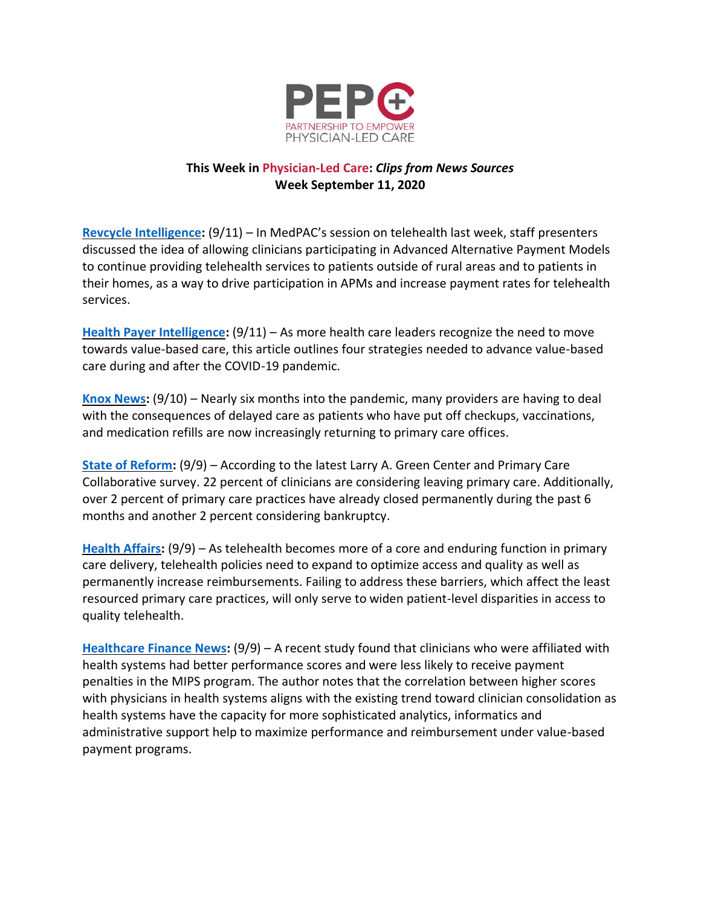PEP+

PARTNERSHIP TO EMPOWER PHYSICIAN-LED CARE

**This Week in Physician-Led Care: *Clips from News Sources***
**Week September 11, 2020**

**Revcycle Intelligence:** (9/11) – In MedPAC's session on telehealth last week, staff presenters discussed the idea of allowing clinicians participating in Advanced Alternative Payment Models to continue providing telehealth services to patients outside of rural areas and to patients in their homes, as a way to drive participation in APMs and increase payment rates for telehealth services.

**Health Payer Intelligence:** (9/11) – As more health care leaders recognize the need to move towards value-based care, this article outlines four strategies needed to advance value-based care during and after the COVID-19 pandemic.

**Knox News:** (9/10) – Nearly six months into the pandemic, many providers are having to deal with the consequences of delayed care as patients who have put off checkups, vaccinations, and medication refills are now increasingly returning to primary care offices.

**State of Reform:** (9/9) – According to the latest Larry A. Green Center and Primary Care Collaborative survey. 22 percent of clinicians are considering leaving primary care. Additionally, over 2 percent of primary care practices have already closed permanently during the past 6 months and another 2 percent considering bankruptcy.

**Health Affairs:** (9/9) – As telehealth becomes more of a core and enduring function in primary care delivery, telehealth policies need to expand to optimize access and quality as well as permanently increase reimbursements. Failing to address these barriers, which affect the least resourced primary care practices, will only serve to widen patient-level disparities in access to quality telehealth.

**Healthcare Finance News:** (9/9) – A recent study found that clinicians who were affiliated with health systems had better performance scores and were less likely to receive payment penalties in the MIPS program. The author notes that the correlation between higher scores with physicians in health systems aligns with the existing trend toward clinician consolidation as health systems have the capacity for more sophisticated analytics, informatics and administrative support help to maximize performance and reimbursement under value-based payment programs.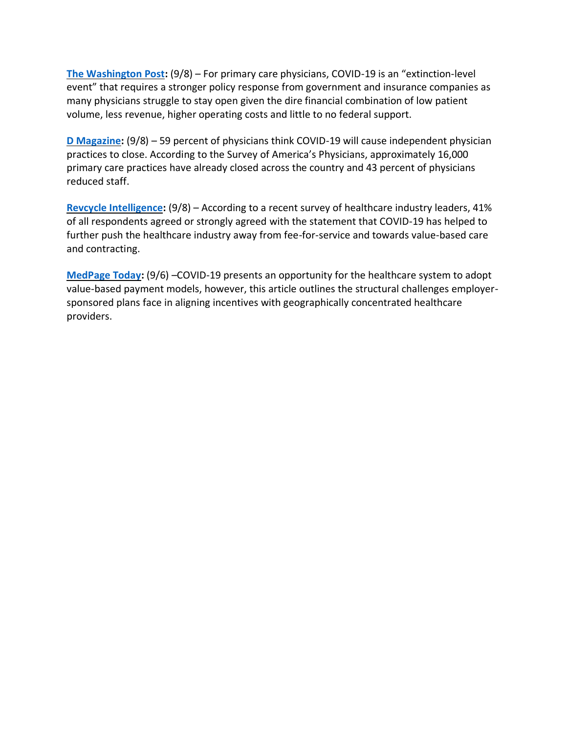**The Washington Post:** (9/8) – For primary care physicians, COVID-19 is an "extinction-level event" that requires a stronger policy response from government and insurance companies as many physicians struggle to stay open given the dire financial combination of low patient volume, less revenue, higher operating costs and little to no federal support.

**D Magazine:** (9/8) – 59 percent of physicians think COVID-19 will cause independent physician practices to close. According to the Survey of America's Physicians, approximately 16,000 primary care practices have already closed across the country and 43 percent of physicians reduced staff.

**Revcycle Intelligence:** (9/8) – According to a recent survey of healthcare industry leaders, 41% of all respondents agreed or strongly agreed with the statement that COVID-19 has helped to further push the healthcare industry away from fee-for-service and towards value-based care and contracting.

**MedPage Today:** (9/6) –COVID-19 presents an opportunity for the healthcare system to adopt value-based payment models, however, this article outlines the structural challenges employer-sponsored plans face in aligning incentives with geographically concentrated healthcare providers.